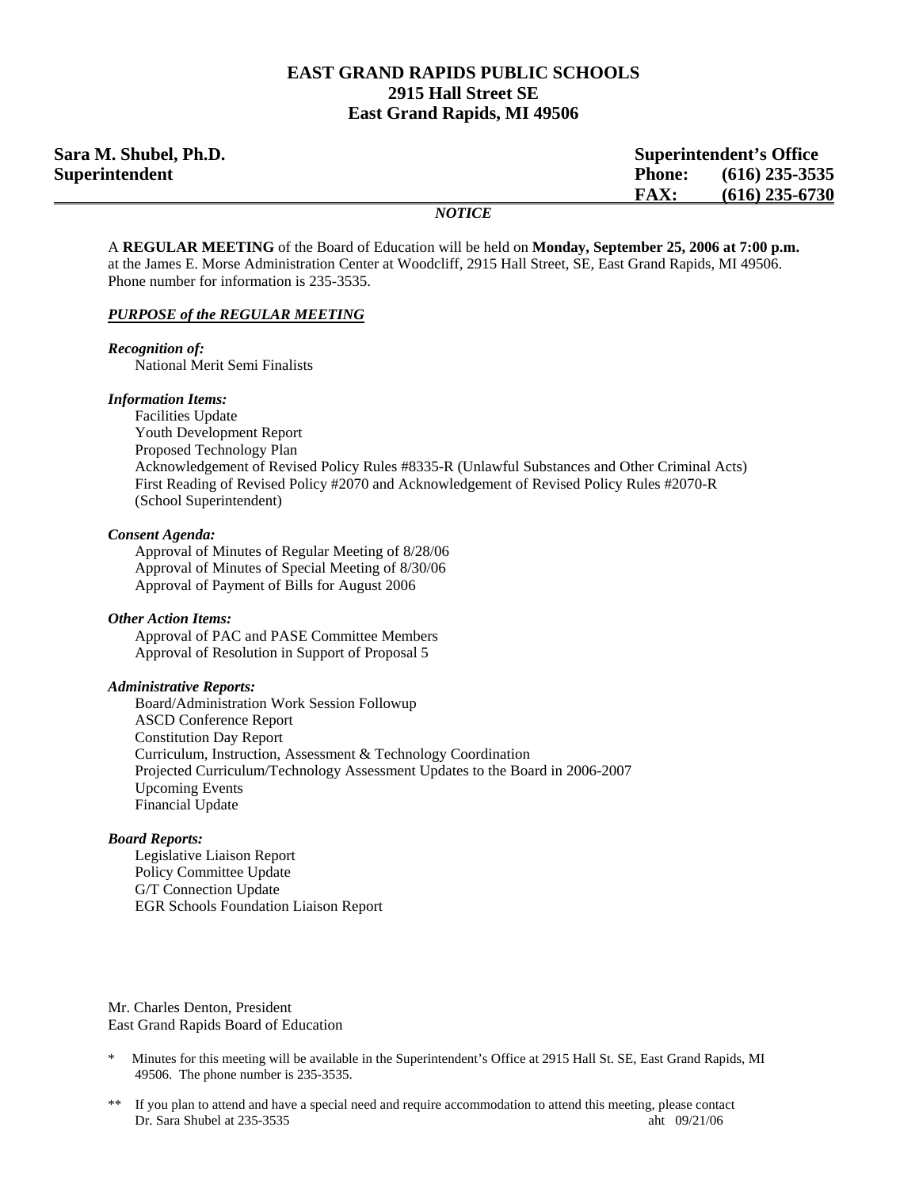# EAST GRAND RAPIDS PUBLIC SCHOOLS
## 2915 Hall Street SE
## East Grand Rapids, MI 49506

**Sara M. Shubel, Ph.D.**
**Superintendent**

**Superintendent's Office**
**Phone: (616) 235-3535**
**FAX: (616) 235-6730**

***NOTICE***

A **REGULAR MEETING** of the Board of Education will be held on **Monday, September 25, 2006 at 7:00 p.m.** at the James E. Morse Administration Center at Woodcliff, 2915 Hall Street, SE, East Grand Rapids, MI 49506. Phone number for information is 235-3535.

***PURPOSE of the REGULAR MEETING***

***Recognition of:***
National Merit Semi Finalists

***Information Items:***
Facilities Update
Youth Development Report
Proposed Technology Plan
Acknowledgement of Revised Policy Rules #8335-R (Unlawful Substances and Other Criminal Acts)
First Reading of Revised Policy #2070 and Acknowledgement of Revised Policy Rules #2070-R (School Superintendent)

***Consent Agenda:***
Approval of Minutes of Regular Meeting of 8/28/06
Approval of Minutes of Special Meeting of 8/30/06
Approval of Payment of Bills for August 2006

***Other Action Items:***
Approval of PAC and PASE Committee Members
Approval of Resolution in Support of Proposal 5

***Administrative Reports:***
Board/Administration Work Session Followup
ASCD Conference Report
Constitution Day Report
Curriculum, Instruction, Assessment & Technology Coordination
Projected Curriculum/Technology Assessment Updates to the Board in 2006-2007
Upcoming Events
Financial Update

***Board Reports:***
Legislative Liaison Report
Policy Committee Update
G/T Connection Update
EGR Schools Foundation Liaison Report

Mr. Charles Denton, President
East Grand Rapids Board of Education

\* Minutes for this meeting will be available in the Superintendent's Office at 2915 Hall St. SE, East Grand Rapids, MI 49506. The phone number is 235-3535.

\*\* If you plan to attend and have a special need and require accommodation to attend this meeting, please contact Dr. Sara Shubel at 235-3535

aht 09/21/06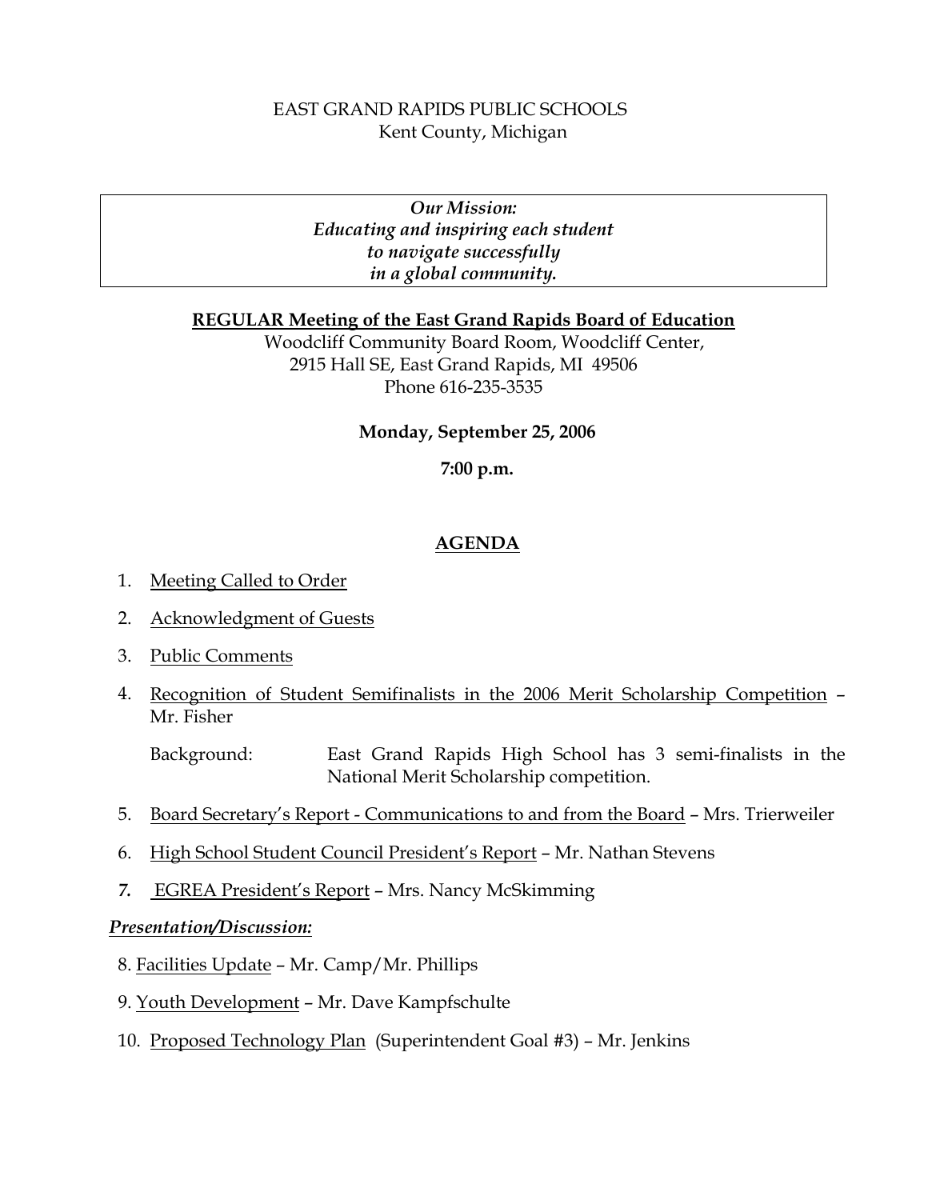EAST GRAND RAPIDS PUBLIC SCHOOLS
Kent County, Michigan

> ***Our Mission:***
> ***Educating and inspiring each student***
> ***to navigate successfully***
> ***in a global community.***

**REGULAR Meeting of the East Grand Rapids Board of Education**

Woodcliff Community Board Room, Woodcliff Center,
2915 Hall SE, East Grand Rapids, MI 49506
Phone 616-235-3535

**Monday, September 25, 2006**

**7:00 p.m.**

## AGENDA

1. Meeting Called to Order
2. Acknowledgment of Guests
3. Public Comments
4. Recognition of Student Semifinalists in the 2006 Merit Scholarship Competition – Mr. Fisher

   Background: East Grand Rapids High School has 3 semi-finalists in the National Merit Scholarship competition.

5. Board Secretary's Report - Communications to and from the Board – Mrs. Trierweiler
6. High School Student Council President's Report – Mr. Nathan Stevens
7. EGREA President's Report – Mrs. Nancy McSkimming

***Presentation/Discussion:***

8. Facilities Update – Mr. Camp/Mr. Phillips
9. Youth Development – Mr. Dave Kampfschulte
10. Proposed Technology Plan (Superintendent Goal #3) – Mr. Jenkins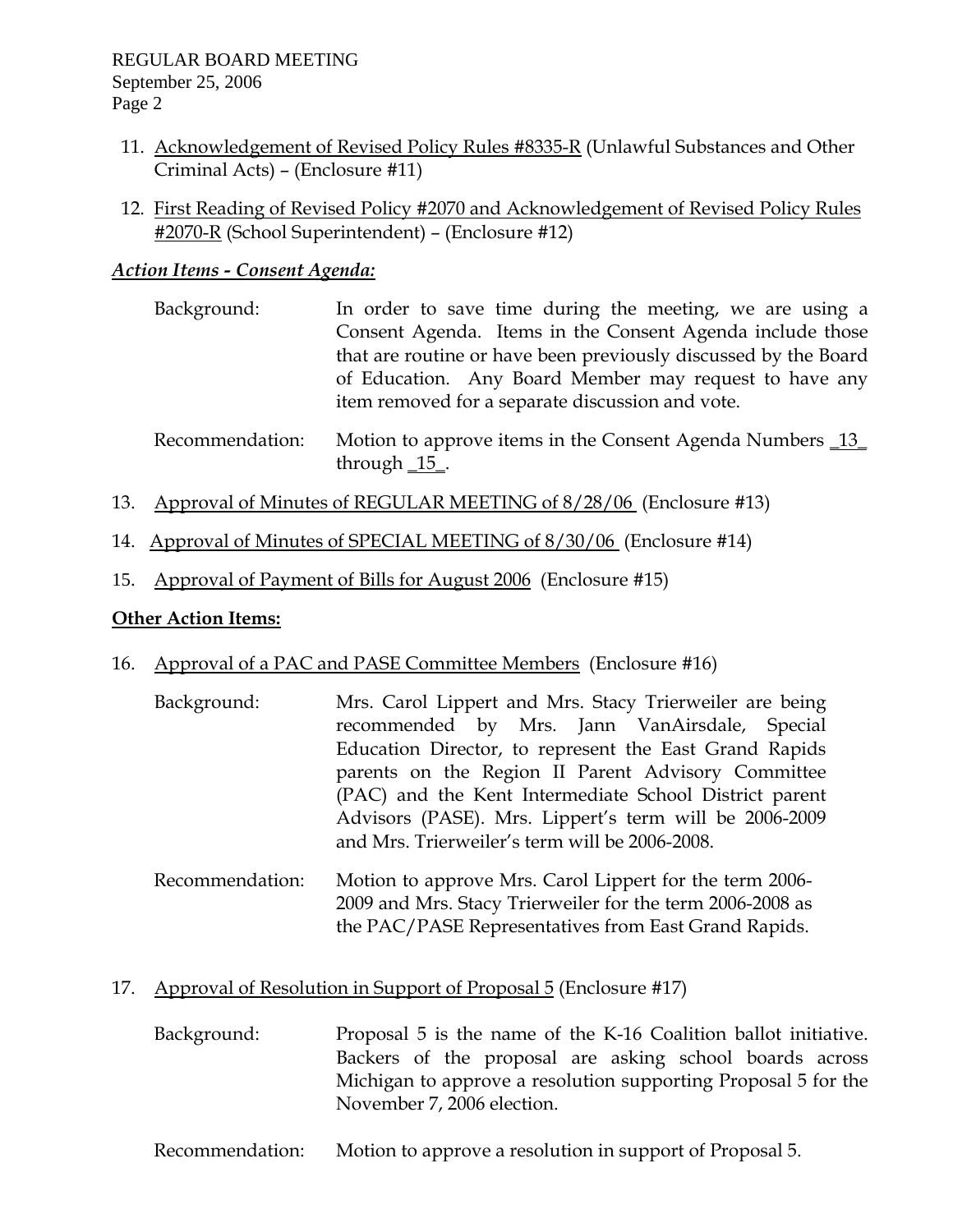11. Acknowledgement of Revised Policy Rules #8335-R (Unlawful Substances and Other Criminal Acts) – (Enclosure #11)

12. First Reading of Revised Policy #2070 and Acknowledgement of Revised Policy Rules #2070-R (School Superintendent) – (Enclosure #12)

***Action Items - Consent Agenda:***

Background: In order to save time during the meeting, we are using a Consent Agenda. Items in the Consent Agenda include those that are routine or have been previously discussed by the Board of Education. Any Board Member may request to have any item removed for a separate discussion and vote.

Recommendation: Motion to approve items in the Consent Agenda Numbers _13_ through _15_.

13. Approval of Minutes of REGULAR MEETING of 8/28/06 (Enclosure #13)

14. Approval of Minutes of SPECIAL MEETING of 8/30/06 (Enclosure #14)

15. Approval of Payment of Bills for August 2006 (Enclosure #15)

**Other Action Items:**

16. Approval of a PAC and PASE Committee Members (Enclosure #16)

Background: Mrs. Carol Lippert and Mrs. Stacy Trierweiler are being recommended by Mrs. Jann VanAirsdale, Special Education Director, to represent the East Grand Rapids parents on the Region II Parent Advisory Committee (PAC) and the Kent Intermediate School District parent Advisors (PASE). Mrs. Lippert's term will be 2006-2009 and Mrs. Trierweiler's term will be 2006-2008.

Recommendation: Motion to approve Mrs. Carol Lippert for the term 2006-2009 and Mrs. Stacy Trierweiler for the term 2006-2008 as the PAC/PASE Representatives from East Grand Rapids.

17. Approval of Resolution in Support of Proposal 5 (Enclosure #17)

Background: Proposal 5 is the name of the K-16 Coalition ballot initiative. Backers of the proposal are asking school boards across Michigan to approve a resolution supporting Proposal 5 for the November 7, 2006 election.

Recommendation: Motion to approve a resolution in support of Proposal 5.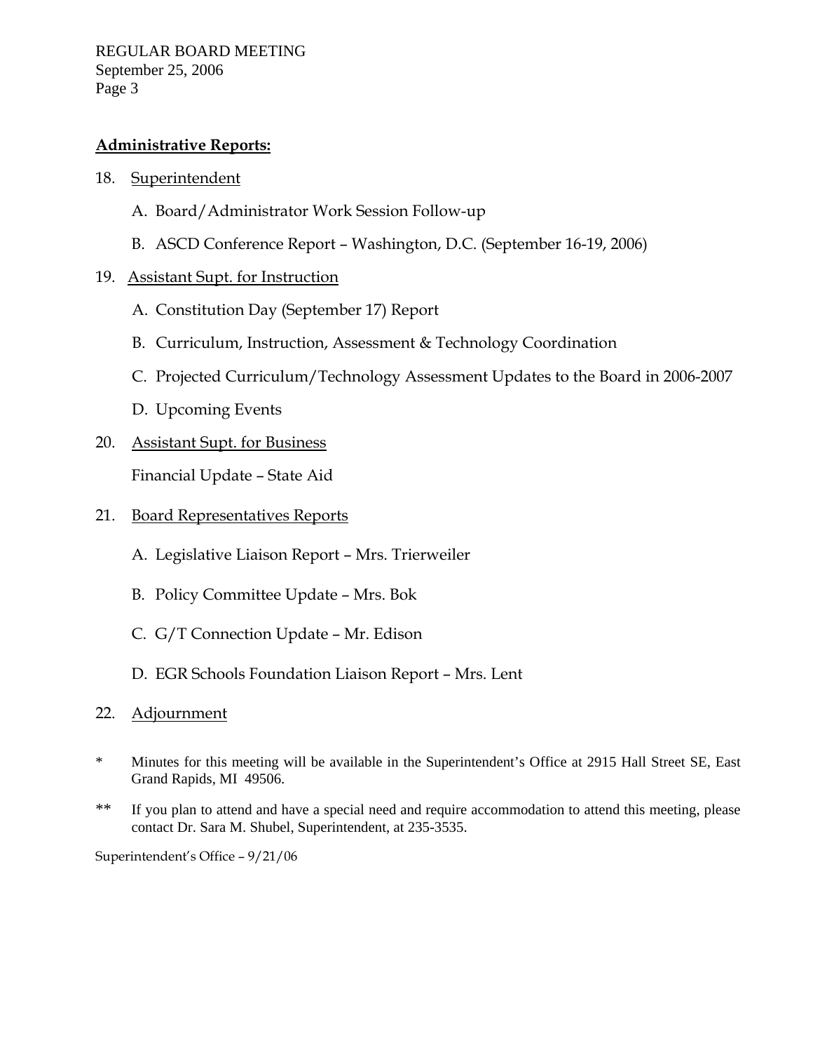**Administrative Reports:**

18. Superintendent

    A. Board/Administrator Work Session Follow-up

    B. ASCD Conference Report – Washington, D.C. (September 16-19, 2006)

19. Assistant Supt. for Instruction

    A. Constitution Day (September 17) Report

    B. Curriculum, Instruction, Assessment & Technology Coordination

    C. Projected Curriculum/Technology Assessment Updates to the Board in 2006-2007

    D. Upcoming Events

20. Assistant Supt. for Business

    Financial Update – State Aid

21. Board Representatives Reports

    A. Legislative Liaison Report – Mrs. Trierweiler

    B. Policy Committee Update – Mrs. Bok

    C. G/T Connection Update – Mr. Edison

    D. EGR Schools Foundation Liaison Report – Mrs. Lent

22. Adjournment

\* Minutes for this meeting will be available in the Superintendent's Office at 2915 Hall Street SE, East Grand Rapids, MI 49506.

\*\* If you plan to attend and have a special need and require accommodation to attend this meeting, please contact Dr. Sara M. Shubel, Superintendent, at 235-3535.

Superintendent's Office – 9/21/06